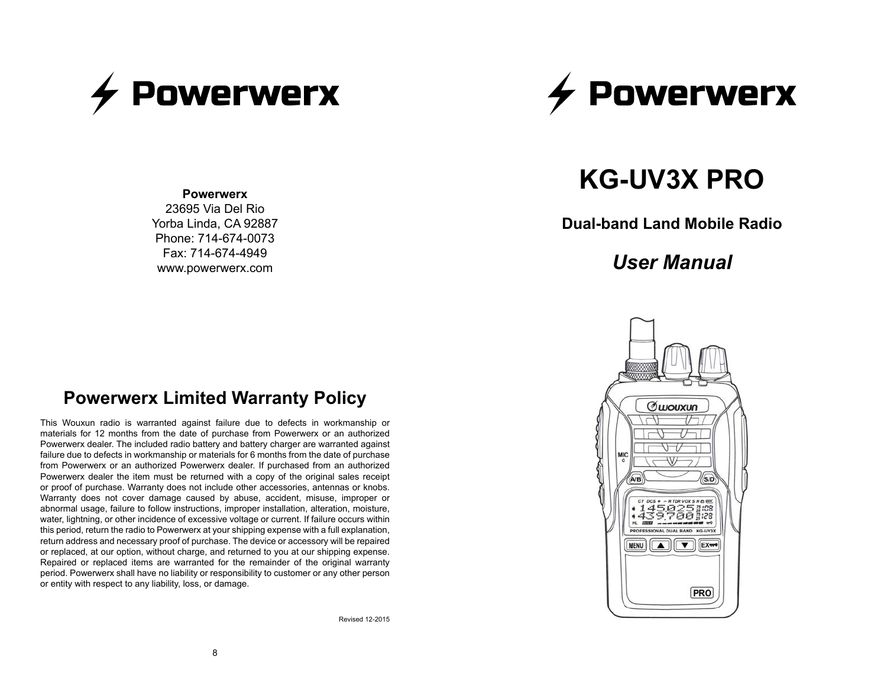# Powerwerx

**Powerwerx**
23695 Via Del Rio
Yorba Linda, CA 92887
Phone: 714-674-0073
Fax: 714-674-4949
www.powerwerx.com

## Powerwerx Limited Warranty Policy

This Wouxun radio is warranted against failure due to defects in workmanship or materials for 12 months from the date of purchase from Powerwerx or an authorized Powerwerx dealer. The included radio battery and battery charger are warranted against failure due to defects in workmanship or materials for 6 months from the date of purchase from Powerwerx or an authorized Powerwerx dealer. If purchased from an authorized Powerwerx dealer the item must be returned with a copy of the original sales receipt or proof of purchase. Warranty does not include other accessories, antennas or knobs. Warranty does not cover damage caused by abuse, accident, misuse, improper or abnormal usage, failure to follow instructions, improper installation, alteration, moisture, water, lightning, or other incidence of excessive voltage or current. If failure occurs within this period, return the radio to Powerwerx at your shipping expense with a full explanation, return address and necessary proof of purchase. The device or accessory will be repaired or replaced, at our option, without charge, and returned to you at our shipping expense. Repaired or replaced items are warranted for the remainder of the original warranty period. Powerwerx shall have no liability or responsibility to customer or any other person or entity with respect to any liability, loss, or damage.

Revised 12-2015

# Powerwerx

# KG-UV3X PRO

### Dual-band Land Mobile Radio

## *User Manual*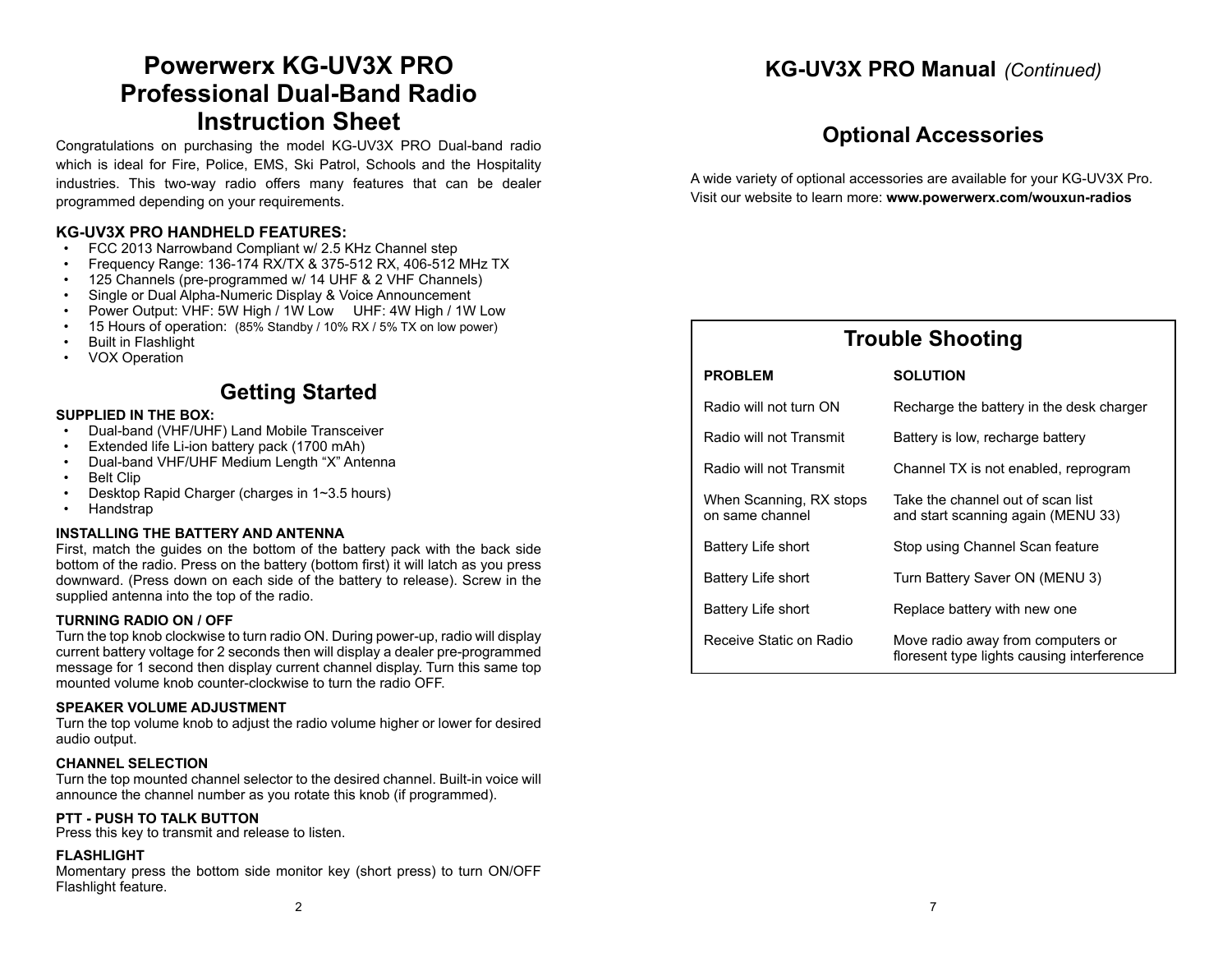# Powerwerx KG-UV3X PRO Professional Dual-Band Radio Instruction Sheet

Congratulations on purchasing the model KG-UV3X PRO Dual-band radio which is ideal for Fire, Police, EMS, Ski Patrol, Schools and the Hospitality industries. This two-way radio offers many features that can be dealer programmed depending on your requirements.

### KG-UV3X PRO HANDHELD FEATURES:

- FCC 2013 Narrowband Compliant w/ 2.5 KHz Channel step
- Frequency Range: 136-174 RX/TX & 375-512 RX, 406-512 MHz TX
- 125 Channels (pre-programmed w/ 14 UHF & 2 VHF Channels)
- Single or Dual Alpha-Numeric Display & Voice Announcement
- Power Output: VHF: 5W High / 1W Low   UHF: 4W High / 1W Low
- 15 Hours of operation: (85% Standby / 10% RX / 5% TX on low power)
- Built in Flashlight
- VOX Operation

## Getting Started

### SUPPLIED IN THE BOX:

- Dual-band (VHF/UHF) Land Mobile Transceiver
- Extended life Li-ion battery pack (1700 mAh)
- Dual-band VHF/UHF Medium Length “X” Antenna
- Belt Clip
- Desktop Rapid Charger (charges in 1~3.5 hours)
- Handstrap

### INSTALLING THE BATTERY AND ANTENNA

First, match the guides on the bottom of the battery pack with the back side bottom of the radio. Press on the battery (bottom first) it will latch as you press downward. (Press down on each side of the battery to release). Screw in the supplied antenna into the top of the radio.

### TURNING RADIO ON / OFF

Turn the top knob clockwise to turn radio ON. During power-up, radio will display current battery voltage for 2 seconds then will display a dealer pre-programmed message for 1 second then display current channel display. Turn this same top mounted volume knob counter-clockwise to turn the radio OFF.

### SPEAKER VOLUME ADJUSTMENT

Turn the top volume knob to adjust the radio volume higher or lower for desired audio output.

### CHANNEL SELECTION

Turn the top mounted channel selector to the desired channel. Built-in voice will announce the channel number as you rotate this knob (if programmed).

### PTT - PUSH TO TALK BUTTON

Press this key to transmit and release to listen.

### FLASHLIGHT

Momentary press the bottom side monitor key (short press) to turn ON/OFF Flashlight feature.

# KG-UV3X PRO Manual *(Continued)*

## Optional Accessories

A wide variety of optional accessories are available for your KG-UV3X Pro.
Visit our website to learn more: **www.powerwerx.com/wouxun-radios**

## Trouble Shooting

| PROBLEM | SOLUTION |
|---|---|
| Radio will not turn ON | Recharge the battery in the desk charger |
| Radio will not Transmit | Battery is low, recharge battery |
| Radio will not Transmit | Channel TX is not enabled, reprogram |
| When Scanning, RX stops on same channel | Take the channel out of scan list and start scanning again (MENU 33) |
| Battery Life short | Stop using Channel Scan feature |
| Battery Life short | Turn Battery Saver ON (MENU 3) |
| Battery Life short | Replace battery with new one |
| Receive Static on Radio | Move radio away from computers or floresent type lights causing interference |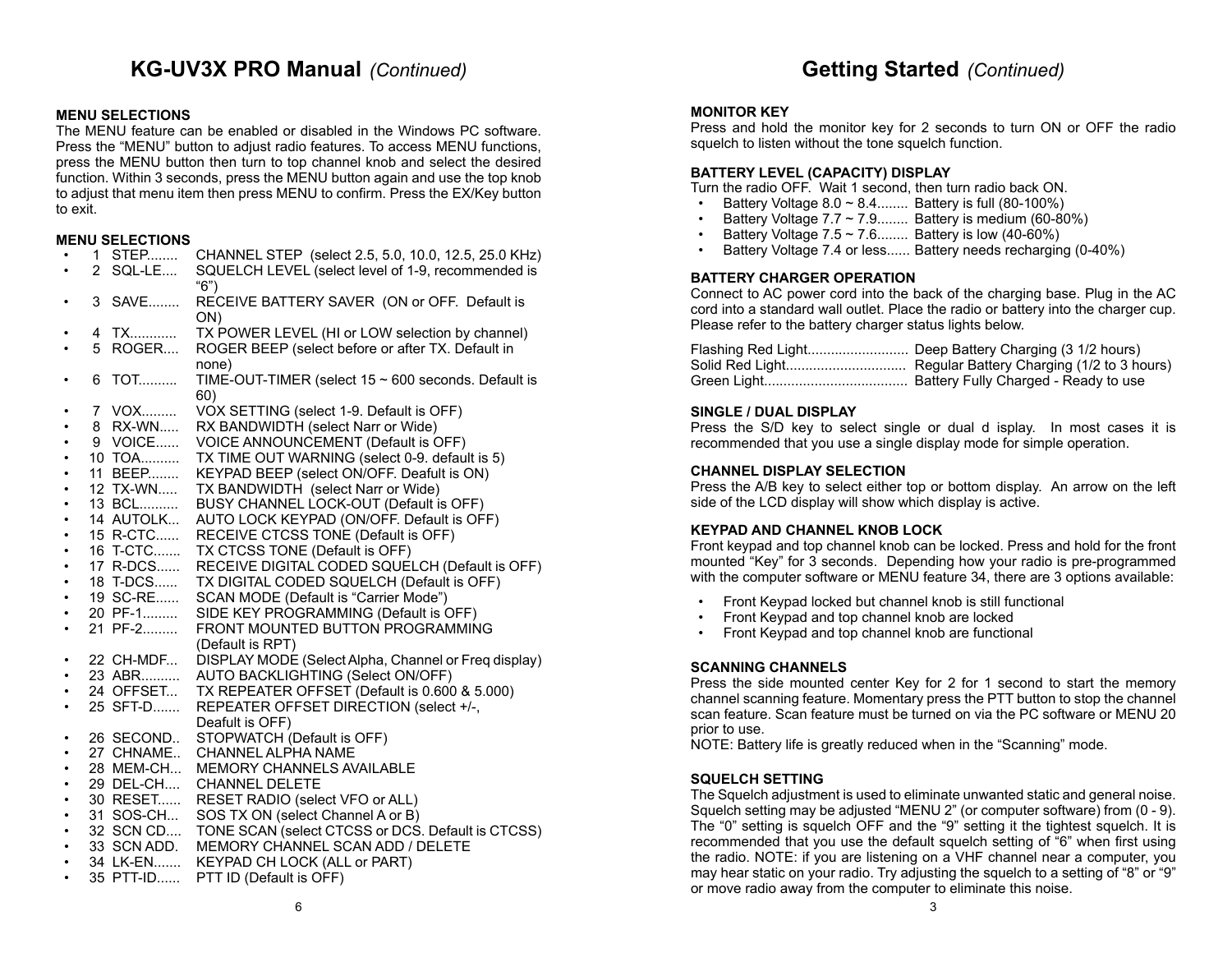# KG-UV3X PRO Manual *(Continued)*

**MENU SELECTIONS**

The MENU feature can be enabled or disabled in the Windows PC software. Press the "MENU" button to adjust radio features. To access MENU functions, press the MENU button then turn to top channel knob and select the desired function. Within 3 seconds, press the MENU button again and use the top knob to adjust that menu item then press MENU to confirm. Press the EX/Key button to exit.

**MENU SELECTIONS**

- 1 STEP........ CHANNEL STEP (select 2.5, 5.0, 10.0, 12.5, 25.0 KHz)
- 2 SQL-LE.... SQUELCH LEVEL (select level of 1-9, recommended is "6")
- 3 SAVE........ RECEIVE BATTERY SAVER (ON or OFF. Default is ON)
- 4 TX............ TX POWER LEVEL (HI or LOW selection by channel)
- 5 ROGER.... ROGER BEEP (select before or after TX. Default in none)
- 6 TOT.......... TIME-OUT-TIMER (select 15 ~ 600 seconds. Default is 60)
- 7 VOX......... VOX SETTING (select 1-9. Default is OFF)
- 8 RX-WN..... RX BANDWIDTH (select Narr or Wide)
- 9 VOICE...... VOICE ANNOUNCEMENT (Default is OFF)
- 10 TOA.......... TX TIME OUT WARNING (select 0-9. default is 5)
- 11 BEEP........ KEYPAD BEEP (select ON/OFF. Deafult is ON)
- 12 TX-WN..... TX BANDWIDTH (select Narr or Wide)
- 13 BCL.......... BUSY CHANNEL LOCK-OUT (Default is OFF)
- 14 AUTOLK... AUTO LOCK KEYPAD (ON/OFF. Default is OFF)
- 15 R-CTC...... RECEIVE CTCSS TONE (Default is OFF)
- 16 T-CTC....... TX CTCSS TONE (Default is OFF)
- 17 R-DCS...... RECEIVE DIGITAL CODED SQUELCH (Default is OFF)
- 18 T-DCS...... TX DIGITAL CODED SQUELCH (Default is OFF)
- 19 SC-RE...... SCAN MODE (Default is "Carrier Mode")
- 20 PF-1......... SIDE KEY PROGRAMMING (Default is OFF)
- 21 PF-2......... FRONT MOUNTED BUTTON PROGRAMMING (Default is RPT)
- 22 CH-MDF... DISPLAY MODE (Select Alpha, Channel or Freq display)
- 23 ABR.......... AUTO BACKLIGHTING (Select ON/OFF)
- 24 OFFSET... TX REPEATER OFFSET (Default is 0.600 & 5.000)
- 25 SFT-D....... REPEATER OFFSET DIRECTION (select +/-, Deafult is OFF)
- 26 SECOND.. STOPWATCH (Default is OFF)
- 27 CHNAME.. CHANNEL ALPHA NAME
- 28 MEM-CH... MEMORY CHANNELS AVAILABLE
- 29 DEL-CH.... CHANNEL DELETE
- 30 RESET...... RESET RADIO (select VFO or ALL)
- 31 SOS-CH... SOS TX ON (select Channel A or B)
- 32 SCN CD.... TONE SCAN (select CTCSS or DCS. Default is CTCSS)
- 33 SCN ADD. MEMORY CHANNEL SCAN ADD / DELETE
- 34 LK-EN....... KEYPAD CH LOCK (ALL or PART)
- 35 PTT-ID...... PTT ID (Default is OFF)

# Getting Started *(Continued)*

**MONITOR KEY**

Press and hold the monitor key for 2 seconds to turn ON or OFF the radio squelch to listen without the tone squelch function.

**BATTERY LEVEL (CAPACITY) DISPLAY**

Turn the radio OFF. Wait 1 second, then turn radio back ON.

- Battery Voltage 8.0 ~ 8.4........ Battery is full (80-100%)
- Battery Voltage 7.7 ~ 7.9........ Battery is medium (60-80%)
- Battery Voltage 7.5 ~ 7.6........ Battery is low (40-60%)
- Battery Voltage 7.4 or less...... Battery needs recharging (0-40%)

**BATTERY CHARGER OPERATION**

Connect to AC power cord into the back of the charging base. Plug in the AC cord into a standard wall outlet. Place the radio or battery into the charger cup. Please refer to the battery charger status lights below.

Flashing Red Light.......................... Deep Battery Charging (3 1/2 hours)
Solid Red Light............................... Regular Battery Charging (1/2 to 3 hours)
Green Light..................................... Battery Fully Charged - Ready to use

**SINGLE / DUAL DISPLAY**

Press the S/D key to select single or dual d isplay. In most cases it is recommended that you use a single display mode for simple operation.

**CHANNEL DISPLAY SELECTION**

Press the A/B key to select either top or bottom display. An arrow on the left side of the LCD display will show which display is active.

**KEYPAD AND CHANNEL KNOB LOCK**

Front keypad and top channel knob can be locked. Press and hold for the front mounted "Key" for 3 seconds. Depending how your radio is pre-programmed with the computer software or MENU feature 34, there are 3 options available:

- Front Keypad locked but channel knob is still functional
- Front Keypad and top channel knob are locked
- Front Keypad and top channel knob are functional

**SCANNING CHANNELS**

Press the side mounted center Key for 2 for 1 second to start the memory channel scanning feature. Momentary press the PTT button to stop the channel scan feature. Scan feature must be turned on via the PC software or MENU 20 prior to use.
NOTE: Battery life is greatly reduced when in the "Scanning" mode.

**SQUELCH SETTING**

The Squelch adjustment is used to eliminate unwanted static and general noise. Squelch setting may be adjusted "MENU 2" (or computer software) from (0 - 9). The "0" setting is squelch OFF and the "9" setting it the tightest squelch. It is recommended that you use the default squelch setting of "6" when first using the radio. NOTE: if you are listening on a VHF channel near a computer, you may hear static on your radio. Try adjusting the squelch to a setting of "8" or "9" or move radio away from the computer to eliminate this noise.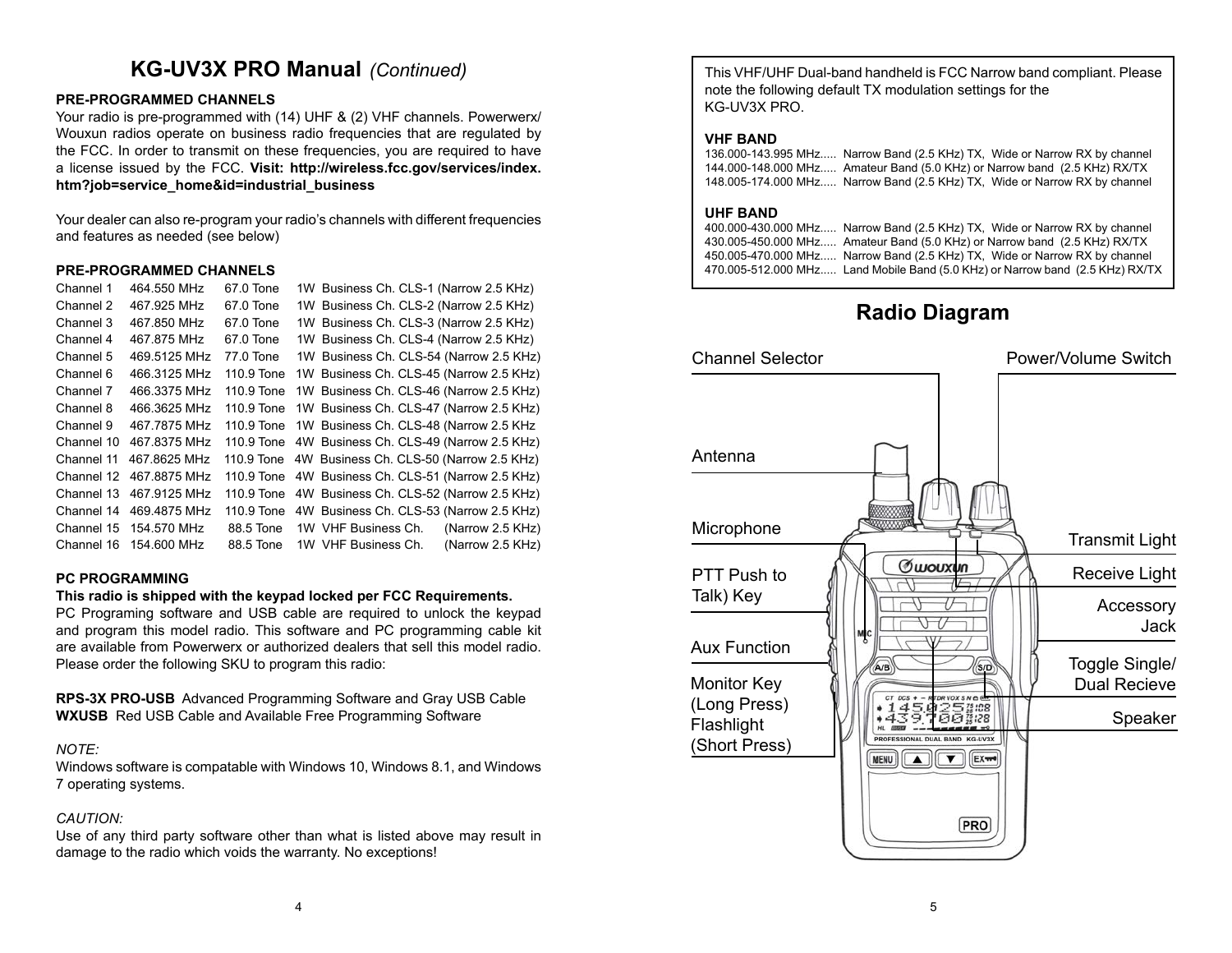# KG-UV3X PRO Manual *(Continued)*

**PRE-PROGRAMMED CHANNELS**

Your radio is pre-programmed with (14) UHF & (2) VHF channels. Powerwerx/Wouxun radios operate on business radio frequencies that are regulated by the FCC. In order to transmit on these frequencies, you are required to have a license issued by the FCC. **Visit: http://wireless.fcc.gov/services/index.htm?job=service_home&id=industrial_business**

Your dealer can also re-program your radio's channels with different frequencies and features as needed (see below)

**PRE-PROGRAMMED CHANNELS**

| | | | | | |
|---|---|---|---|---|---|
| Channel 1 | 464.550 MHz | 67.0 Tone | 1W | Business Ch. CLS-1 | (Narrow 2.5 KHz) |
| Channel 2 | 467.925 MHz | 67.0 Tone | 1W | Business Ch. CLS-2 | (Narrow 2.5 KHz) |
| Channel 3 | 467.850 MHz | 67.0 Tone | 1W | Business Ch. CLS-3 | (Narrow 2.5 KHz) |
| Channel 4 | 467.875 MHz | 67.0 Tone | 1W | Business Ch. CLS-4 | (Narrow 2.5 KHz) |
| Channel 5 | 469.5125 MHz | 77.0 Tone | 1W | Business Ch. CLS-54 | (Narrow 2.5 KHz) |
| Channel 6 | 466.3125 MHz | 110.9 Tone | 1W | Business Ch. CLS-45 | (Narrow 2.5 KHz) |
| Channel 7 | 466.3375 MHz | 110.9 Tone | 1W | Business Ch. CLS-46 | (Narrow 2.5 KHz) |
| Channel 8 | 466.3625 MHz | 110.9 Tone | 1W | Business Ch. CLS-47 | (Narrow 2.5 KHz) |
| Channel 9 | 467.7875 MHz | 110.9 Tone | 1W | Business Ch. CLS-48 | (Narrow 2.5 KHz |
| Channel 10 | 467.8375 MHz | 110.9 Tone | 4W | Business Ch. CLS-49 | (Narrow 2.5 KHz) |
| Channel 11 | 467.8625 MHz | 110.9 Tone | 4W | Business Ch. CLS-50 | (Narrow 2.5 KHz) |
| Channel 12 | 467.8875 MHz | 110.9 Tone | 4W | Business Ch. CLS-51 | (Narrow 2.5 KHz) |
| Channel 13 | 467.9125 MHz | 110.9 Tone | 4W | Business Ch. CLS-52 | (Narrow 2.5 KHz) |
| Channel 14 | 469.4875 MHz | 110.9 Tone | 4W | Business Ch. CLS-53 | (Narrow 2.5 KHz) |
| Channel 15 | 154.570 MHz | 88.5 Tone | 1W | VHF Business Ch. | (Narrow 2.5 KHz) |
| Channel 16 | 154.600 MHz | 88.5 Tone | 1W | VHF Business Ch. | (Narrow 2.5 KHz) |

**PC PROGRAMMING**

**This radio is shipped with the keypad locked per FCC Requirements.**

PC Programing software and USB cable are required to unlock the keypad and program this model radio. This software and PC programming cable kit are available from Powerwerx or authorized dealers that sell this model radio. Please order the following SKU to program this radio:

**RPS-3X PRO-USB** Advanced Programming Software and Gray USB Cable
**WXUSB** Red USB Cable and Available Free Programming Software

*NOTE:*
Windows software is compatable with Windows 10, Windows 8.1, and Windows 7 operating systems.

*CAUTION:*
Use of any third party software other than what is listed above may result in damage to the radio which voids the warranty. No exceptions!

This VHF/UHF Dual-band handheld is FCC Narrow band compliant. Please note the following default TX modulation settings for the KG-UV3X PRO.

**VHF BAND**

136.000-143.995 MHz..... Narrow Band (2.5 KHz) TX, Wide or Narrow RX by channel
144.000-148.000 MHz..... Amateur Band (5.0 KHz) or Narrow band (2.5 KHz) RX/TX
148.005-174.000 MHz..... Narrow Band (2.5 KHz) TX, Wide or Narrow RX by channel

**UHF BAND**

400.000-430.000 MHz..... Narrow Band (2.5 KHz) TX, Wide or Narrow RX by channel
430.005-450.000 MHz..... Amateur Band (5.0 KHz) or Narrow band (2.5 KHz) RX/TX
450.005-470.000 MHz..... Narrow Band (2.5 KHz) TX, Wide or Narrow RX by channel
470.005-512.000 MHz..... Land Mobile Band (5.0 KHz) or Narrow band (2.5 KHz) RX/TX

## Radio Diagram

Channel Selector
Power/Volume Switch
Antenna
Microphone
Transmit Light
PTT Push to Talk) Key
Receive Light
Accessory Jack
Aux Function
Toggle Single/ Dual Recieve
Monitor Key (Long Press) Flashlight (Short Press)
Speaker